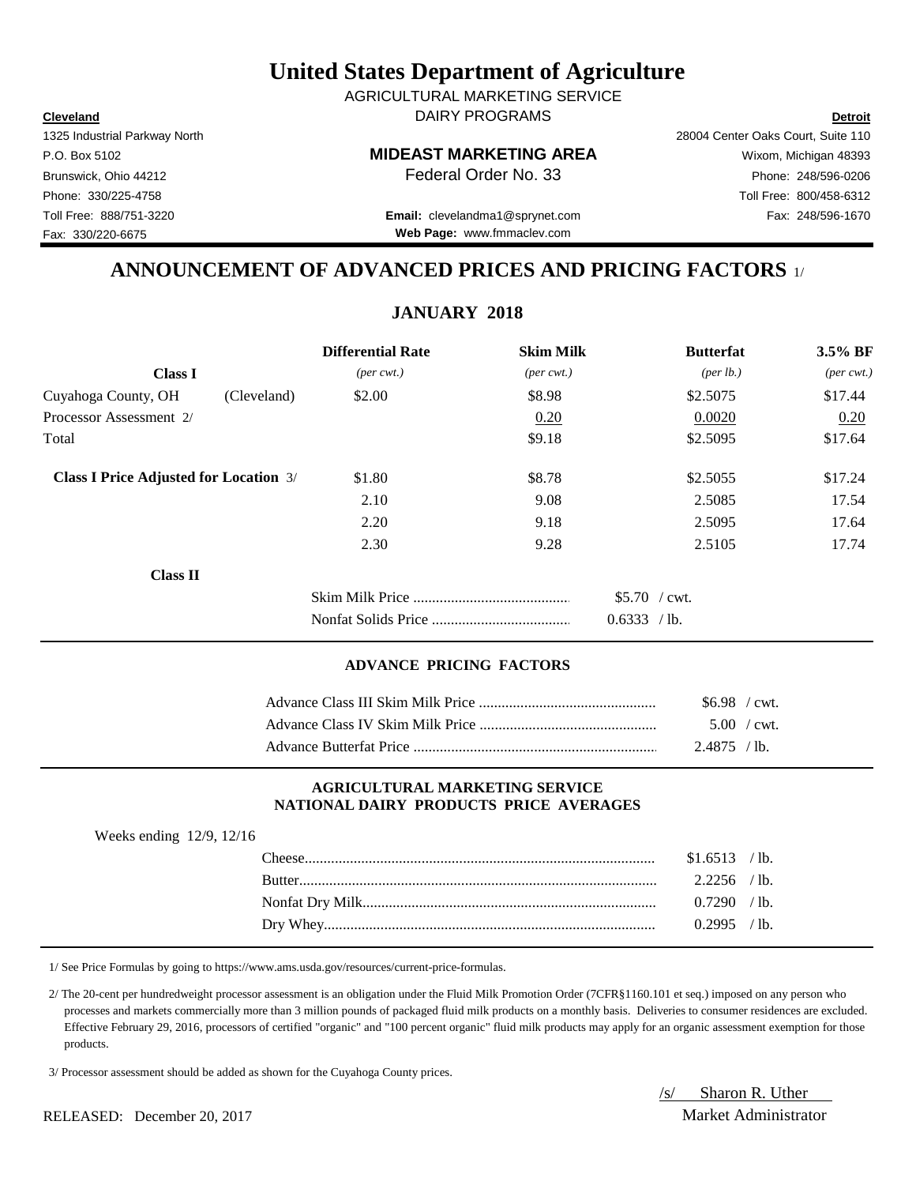# United States Department of Agriculture

AGRICULTURAL MARKETING SERVICE
DAIRY PROGRAMS

**Cleveland**
1325 Industrial Parkway North
P.O. Box 5102
Brunswick, Ohio 44212
Phone: 330/225-4758
Toll Free: 888/751-3220
Fax: 330/220-6675

**MIDEAST MARKETING AREA**
Federal Order No. 33

**Email:** clevelandma1@sprynet.com
**Web Page:** www.fmmaclev.com

**Detroit**
28004 Center Oaks Court, Suite 110
Wixom, Michigan 48393
Phone: 248/596-0206
Toll Free: 800/458-6312
Fax: 248/596-1670

## ANNOUNCEMENT OF ADVANCED PRICES AND PRICING FACTORS 1/

### JANUARY 2018

| **Class I** | | **Differential Rate** *(per cwt.)* | **Skim Milk** *(per cwt.)* | **Butterfat** *(per lb.)* | **3.5% BF** *(per cwt.)* |
|---|---|---|---|---|---|
| Cuyahoga County, OH | (Cleveland) | $2.00 | $8.98 | $2.5075 | $17.44 |
| Processor Assessment 2/ | | | 0.20 | 0.0020 | 0.20 |
| Total | | | $9.18 | $2.5095 | $17.64 |
| **Class I Price Adjusted for Location** 3/ | | $1.80 | $8.78 | $2.5055 | $17.24 |
| | | 2.10 | 9.08 | 2.5085 | 17.54 |
| | | 2.20 | 9.18 | 2.5095 | 17.64 |
| | | 2.30 | 9.28 | 2.5105 | 17.74 |

**Class II**

| | |
|---|---|
| Skim Milk Price | $5.70 / cwt. |
| Nonfat Solids Price | 0.6333 / lb. |

### ADVANCE PRICING FACTORS

| | |
|---|---|
| Advance Class III Skim Milk Price | $6.98 / cwt. |
| Advance Class IV Skim Milk Price | 5.00 / cwt. |
| Advance Butterfat Price | 2.4875 / lb. |

### AGRICULTURAL MARKETING SERVICE NATIONAL DAIRY PRODUCTS PRICE AVERAGES

Weeks ending 12/9, 12/16

| | |
|---|---|
| Cheese | $1.6513 / lb. |
| Butter | 2.2256 / lb. |
| Nonfat Dry Milk | 0.7290 / lb. |
| Dry Whey | 0.2995 / lb. |

1/ See Price Formulas by going to https://www.ams.usda.gov/resources/current-price-formulas.

2/ The 20-cent per hundredweight processor assessment is an obligation under the Fluid Milk Promotion Order (7CFR§1160.101 et seq.) imposed on any person who processes and markets commercially more than 3 million pounds of packaged fluid milk products on a monthly basis. Deliveries to consumer residences are excluded. Effective February 29, 2016, processors of certified "organic" and "100 percent organic" fluid milk products may apply for an organic assessment exemption for those products.

3/ Processor assessment should be added as shown for the Cuyahoga County prices.

RELEASED: December 20, 2017

/s/ Sharon R. Uther
Market Administrator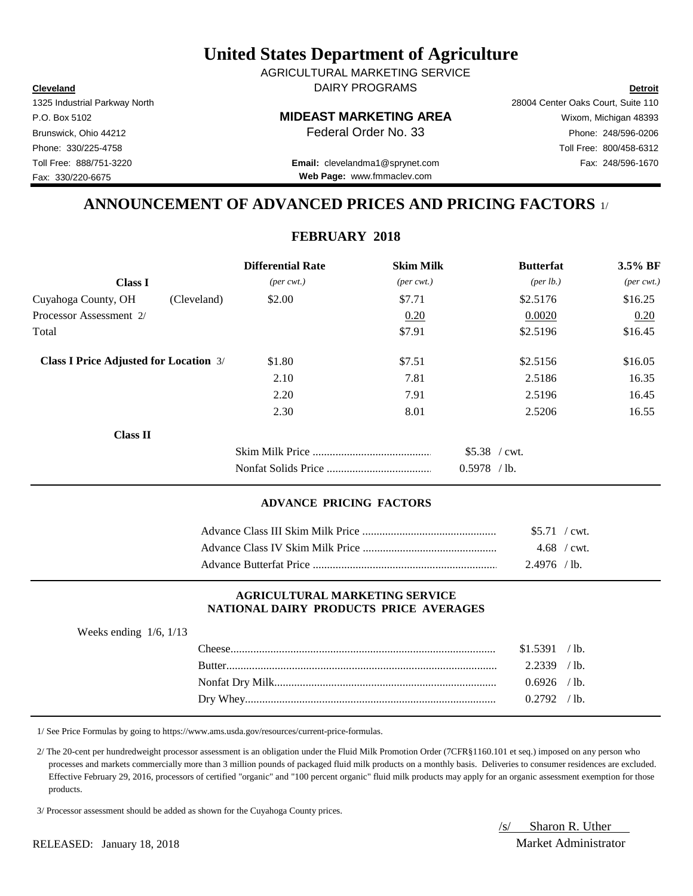# United States Department of Agriculture

AGRICULTURAL MARKETING SERVICE
DAIRY PROGRAMS

**Cleveland**
1325 Industrial Parkway North
P.O. Box 5102
Brunswick, Ohio 44212
Phone: 330/225-4758
Toll Free: 888/751-3220
Fax: 330/220-6675

**MIDEAST MARKETING AREA**
Federal Order No. 33

**Email:** clevelandma1@sprynet.com
**Web Page:** www.fmmaclev.com

**Detroit**
28004 Center Oaks Court, Suite 110
Wixom, Michigan 48393
Phone: 248/596-0206
Toll Free: 800/458-6312
Fax: 248/596-1670

## ANNOUNCEMENT OF ADVANCED PRICES AND PRICING FACTORS 1/

### FEBRUARY 2018

| **Class I** | | **Differential Rate** *(per cwt.)* | **Skim Milk** *(per cwt.)* | **Butterfat** *(per lb.)* | **3.5% BF** *(per cwt.)* |
|---|---|---|---|---|---|
| Cuyahoga County, OH | (Cleveland) | $2.00 | $7.71 | $2.5176 | $16.25 |
| Processor Assessment 2/ | | | 0.20 | 0.0020 | 0.20 |
| Total | | | $7.91 | $2.5196 | $16.45 |
| **Class I Price Adjusted for Location** 3/ | | $1.80 | $7.51 | $2.5156 | $16.05 |
| | | 2.10 | 7.81 | 2.5186 | 16.35 |
| | | 2.20 | 7.91 | 2.5196 | 16.45 |
| | | 2.30 | 8.01 | 2.5206 | 16.55 |

**Class II**

| | |
|---|---|
| Skim Milk Price | $5.38 / cwt. |
| Nonfat Solids Price | 0.5978 / lb. |

#### ADVANCE PRICING FACTORS

| | |
|---|---|
| Advance Class III Skim Milk Price | $5.71 / cwt. |
| Advance Class IV Skim Milk Price | 4.68 / cwt. |
| Advance Butterfat Price | 2.4976 / lb. |

#### AGRICULTURAL MARKETING SERVICE
#### NATIONAL DAIRY PRODUCTS PRICE AVERAGES

Weeks ending 1/6, 1/13

| | |
|---|---|
| Cheese | $1.5391 / lb. |
| Butter | 2.2339 / lb. |
| Nonfat Dry Milk | 0.6926 / lb. |
| Dry Whey | 0.2792 / lb. |

1/ See Price Formulas by going to https://www.ams.usda.gov/resources/current-price-formulas.

2/ The 20-cent per hundredweight processor assessment is an obligation under the Fluid Milk Promotion Order (7CFR§1160.101 et seq.) imposed on any person who processes and markets commercially more than 3 million pounds of packaged fluid milk products on a monthly basis. Deliveries to consumer residences are excluded. Effective February 29, 2016, processors of certified "organic" and "100 percent organic" fluid milk products may apply for an organic assessment exemption for those products.

3/ Processor assessment should be added as shown for the Cuyahoga County prices.

RELEASED: January 18, 2018

/s/ Sharon R. Uther
Market Administrator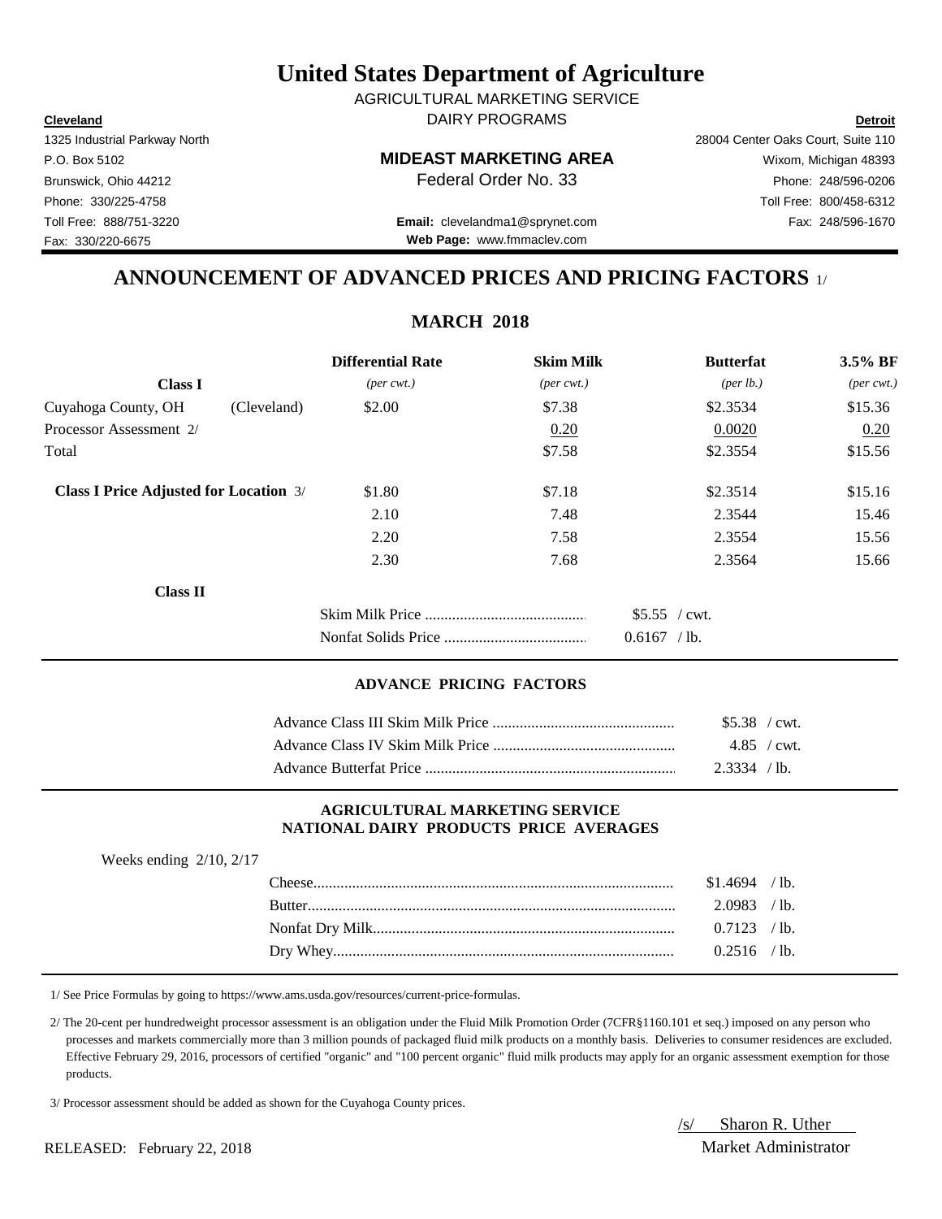# United States Department of Agriculture

AGRICULTURAL MARKETING SERVICE

DAIRY PROGRAMS

| **Cleveland** | | **Detroit** |
|---|---|---|
| 1325 Industrial Parkway North | | 28004 Center Oaks Court, Suite 110 |
| P.O. Box 5102 | **MIDEAST MARKETING AREA** | Wixom, Michigan 48393 |
| Brunswick, Ohio 44212 | Federal Order No. 33 | Phone: 248/596-0206 |
| Phone: 330/225-4758 | | Toll Free: 800/458-6312 |
| Toll Free: 888/751-3220 | **Email:** clevelandma1@sprynet.com | Fax: 248/596-1670 |
| Fax: 330/220-6675 | **Web Page:** www.fmmaclev.com | |

## ANNOUNCEMENT OF ADVANCED PRICES AND PRICING FACTORS 1/

### MARCH 2018

| | | **Differential Rate** | **Skim Milk** | **Butterfat** | **3.5% BF** |
|---|---|---|---|---|---|
| **Class I** | | *(per cwt.)* | *(per cwt.)* | *(per lb.)* | *(per cwt.)* |
| Cuyahoga County, OH | (Cleveland) | $2.00 | $7.38 | $2.3534 | $15.36 |
| Processor Assessment 2/ | | | 0.20 | 0.0020 | 0.20 |
| Total | | | $7.58 | $2.3554 | $15.56 |
| **Class I Price Adjusted for Location** 3/ | | $1.80 | $7.18 | $2.3514 | $15.16 |
| | | 2.10 | 7.48 | 2.3544 | 15.46 |
| | | 2.20 | 7.58 | 2.3554 | 15.56 |
| | | 2.30 | 7.68 | 2.3564 | 15.66 |

**Class II**

| | |
|---|---|
| Skim Milk Price | $5.55 / cwt. |
| Nonfat Solids Price | 0.6167 / lb. |

#### ADVANCE PRICING FACTORS

| | |
|---|---|
| Advance Class III Skim Milk Price | $5.38 / cwt. |
| Advance Class IV Skim Milk Price | 4.85 / cwt. |
| Advance Butterfat Price | 2.3334 / lb. |

#### AGRICULTURAL MARKETING SERVICE NATIONAL DAIRY PRODUCTS PRICE AVERAGES

Weeks ending 2/10, 2/17

| | |
|---|---|
| Cheese | $1.4694 / lb. |
| Butter | 2.0983 / lb. |
| Nonfat Dry Milk | 0.7123 / lb. |
| Dry Whey | 0.2516 / lb. |

1/ See Price Formulas by going to https://www.ams.usda.gov/resources/current-price-formulas.

2/ The 20-cent per hundredweight processor assessment is an obligation under the Fluid Milk Promotion Order (7CFR§1160.101 et seq.) imposed on any person who processes and markets commercially more than 3 million pounds of packaged fluid milk products on a monthly basis. Deliveries to consumer residences are excluded. Effective February 29, 2016, processors of certified "organic" and "100 percent organic" fluid milk products may apply for an organic assessment exemption for those products.

3/ Processor assessment should be added as shown for the Cuyahoga County prices.

/s/ Sharon R. Uther
Market Administrator

RELEASED: February 22, 2018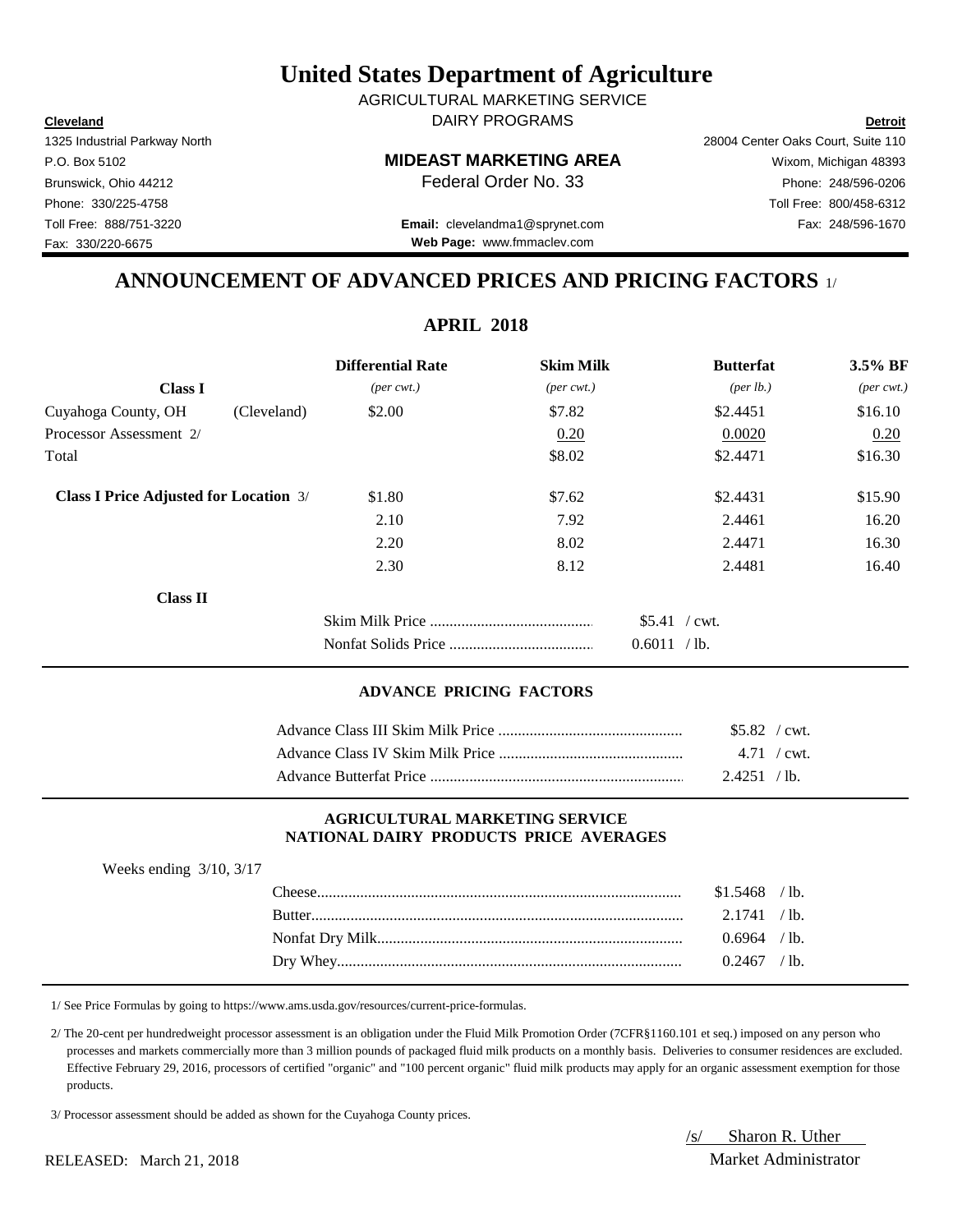# United States Department of Agriculture

AGRICULTURAL MARKETING SERVICE

DAIRY PROGRAMS

**Cleveland**
1325 Industrial Parkway North
P.O. Box 5102
Brunswick, Ohio 44212
Phone: 330/225-4758
Toll Free: 888/751-3220
Fax: 330/220-6675

**MIDEAST MARKETING AREA**
Federal Order No. 33

**Email:** clevelandma1@sprynet.com
**Web Page:** www.fmmaclev.com

**Detroit**
28004 Center Oaks Court, Suite 110
Wixom, Michigan 48393
Phone: 248/596-0206
Toll Free: 800/458-6312
Fax: 248/596-1670

## ANNOUNCEMENT OF ADVANCED PRICES AND PRICING FACTORS 1/

### APRIL 2018

| Class I | | Differential Rate *(per cwt.)* | Skim Milk *(per cwt.)* | Butterfat *(per lb.)* | 3.5% BF *(per cwt.)* |
|---|---|---|---|---|---|
| Cuyahoga County, OH | (Cleveland) | $2.00 | $7.82 | $2.4451 | $16.10 |
| Processor Assessment 2/ | | | 0.20 | 0.0020 | 0.20 |
| Total | | | $8.02 | $2.4471 | $16.30 |
| **Class I Price Adjusted for Location** 3/ | | $1.80 | $7.62 | $2.4431 | $15.90 |
| | | 2.10 | 7.92 | 2.4461 | 16.20 |
| | | 2.20 | 8.02 | 2.4471 | 16.30 |
| | | 2.30 | 8.12 | 2.4481 | 16.40 |

**Class II**

| | |
|---|---|
| Skim Milk Price | $5.41 / cwt. |
| Nonfat Solids Price | 0.6011 / lb. |

### ADVANCE PRICING FACTORS

| | |
|---|---|
| Advance Class III Skim Milk Price | $5.82 / cwt. |
| Advance Class IV Skim Milk Price | 4.71 / cwt. |
| Advance Butterfat Price | 2.4251 / lb. |

### AGRICULTURAL MARKETING SERVICE
### NATIONAL DAIRY PRODUCTS PRICE AVERAGES

Weeks ending 3/10, 3/17

| | |
|---|---|
| Cheese | $1.5468 / lb. |
| Butter | 2.1741 / lb. |
| Nonfat Dry Milk | 0.6964 / lb. |
| Dry Whey | 0.2467 / lb. |

1/ See Price Formulas by going to https://www.ams.usda.gov/resources/current-price-formulas.

2/ The 20-cent per hundredweight processor assessment is an obligation under the Fluid Milk Promotion Order (7CFR§1160.101 et seq.) imposed on any person who processes and markets commercially more than 3 million pounds of packaged fluid milk products on a monthly basis. Deliveries to consumer residences are excluded. Effective February 29, 2016, processors of certified "organic" and "100 percent organic" fluid milk products may apply for an organic assessment exemption for those products.

3/ Processor assessment should be added as shown for the Cuyahoga County prices.

RELEASED: March 21, 2018

/s/ Sharon R. Uther
Market Administrator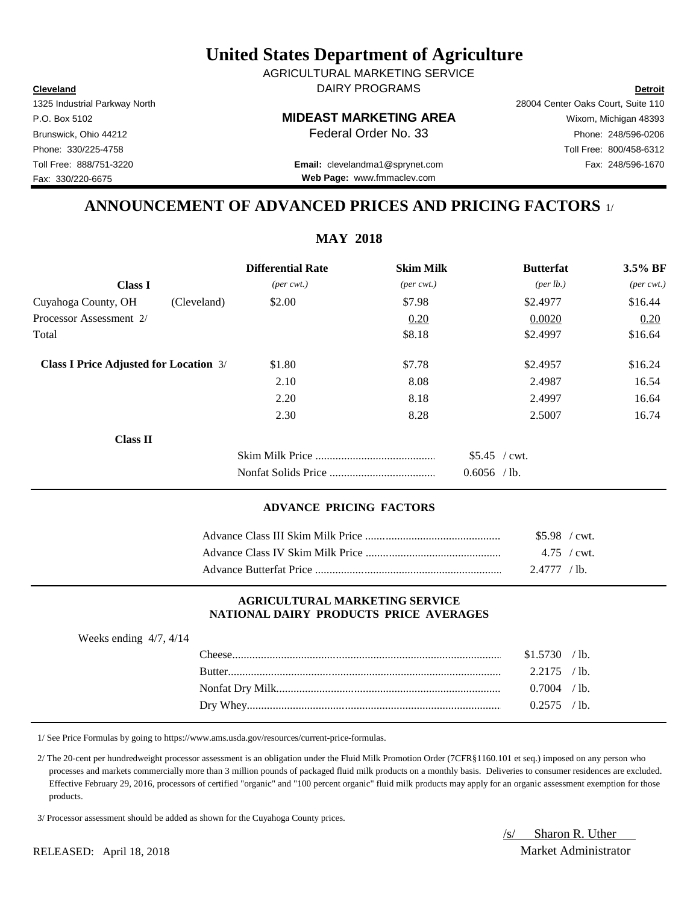# United States Department of Agriculture

AGRICULTURAL MARKETING SERVICE
DAIRY PROGRAMS

**Cleveland**
1325 Industrial Parkway North
P.O. Box 5102
Brunswick, Ohio 44212
Phone: 330/225-4758
Toll Free: 888/751-3220
Fax: 330/220-6675

**MIDEAST MARKETING AREA**
Federal Order No. 33

**Email:** clevelandma1@sprynet.com
**Web Page:** www.fmmaclev.com

**Detroit**
28004 Center Oaks Court, Suite 110
Wixom, Michigan 48393
Phone: 248/596-0206
Toll Free: 800/458-6312
Fax: 248/596-1670

## ANNOUNCEMENT OF ADVANCED PRICES AND PRICING FACTORS 1/

### MAY 2018

| | | Differential Rate | Skim Milk | Butterfat | 3.5% BF |
|---|---|---|---|---|---|
| **Class I** | | *(per cwt.)* | *(per cwt.)* | *(per lb.)* | *(per cwt.)* |
| Cuyahoga County, OH | (Cleveland) | $2.00 | $7.98 | $2.4977 | $16.44 |
| Processor Assessment 2/ | | | 0.20 | 0.0020 | 0.20 |
| Total | | | $8.18 | $2.4997 | $16.64 |
| **Class I Price Adjusted for Location** 3/ | | $1.80 | $7.78 | $2.4957 | $16.24 |
| | | 2.10 | 8.08 | 2.4987 | 16.54 |
| | | 2.20 | 8.18 | 2.4997 | 16.64 |
| | | 2.30 | 8.28 | 2.5007 | 16.74 |

**Class II**

| | |
|---|---|
| Skim Milk Price | $5.45 / cwt. |
| Nonfat Solids Price | 0.6056 / lb. |

### ADVANCE PRICING FACTORS

| | |
|---|---|
| Advance Class III Skim Milk Price | $5.98 / cwt. |
| Advance Class IV Skim Milk Price | 4.75 / cwt. |
| Advance Butterfat Price | 2.4777 / lb. |

### AGRICULTURAL MARKETING SERVICE
### NATIONAL DAIRY PRODUCTS PRICE AVERAGES

Weeks ending 4/7, 4/14

| | |
|---|---|
| Cheese | $1.5730 / lb. |
| Butter | 2.2175 / lb. |
| Nonfat Dry Milk | 0.7004 / lb. |
| Dry Whey | 0.2575 / lb. |

1/ See Price Formulas by going to https://www.ams.usda.gov/resources/current-price-formulas.

2/ The 20-cent per hundredweight processor assessment is an obligation under the Fluid Milk Promotion Order (7CFR§1160.101 et seq.) imposed on any person who processes and markets commercially more than 3 million pounds of packaged fluid milk products on a monthly basis. Deliveries to consumer residences are excluded. Effective February 29, 2016, processors of certified "organic" and "100 percent organic" fluid milk products may apply for an organic assessment exemption for those products.

3/ Processor assessment should be added as shown for the Cuyahoga County prices.

/s/ Sharon R. Uther
Market Administrator

RELEASED: April 18, 2018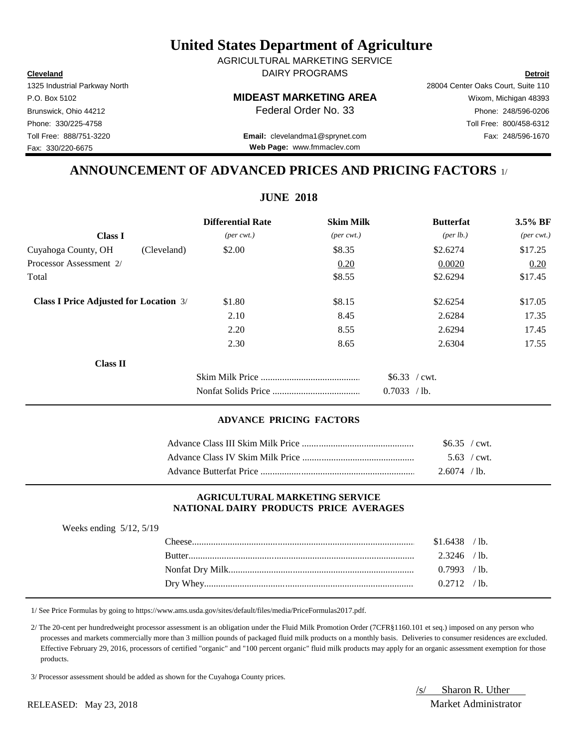# United States Department of Agriculture

AGRICULTURAL MARKETING SERVICE

DAIRY PROGRAMS

**Cleveland**
1325 Industrial Parkway North
P.O. Box 5102
Brunswick, Ohio 44212
Phone: 330/225-4758
Toll Free: 888/751-3220
Fax: 330/220-6675

**MIDEAST MARKETING AREA**
Federal Order No. 33

**Email:** clevelandma1@sprynet.com
**Web Page:** www.fmmaclev.com

**Detroit**
28004 Center Oaks Court, Suite 110
Wixom, Michigan 48393
Phone: 248/596-0206
Toll Free: 800/458-6312
Fax: 248/596-1670

## ANNOUNCEMENT OF ADVANCED PRICES AND PRICING FACTORS 1/

### JUNE 2018

| **Class I** | | **Differential Rate** *(per cwt.)* | **Skim Milk** *(per cwt.)* | **Butterfat** *(per lb.)* | **3.5% BF** *(per cwt.)* |
|---|---|---|---|---|---|
| Cuyahoga County, OH | (Cleveland) | \$2.00 | \$8.35 | \$2.6274 | \$17.25 |
| Processor Assessment 2/ | | | 0.20 | 0.0020 | 0.20 |
| Total | | | \$8.55 | \$2.6294 | \$17.45 |
| **Class I Price Adjusted for Location** 3/ | | \$1.80 | \$8.15 | \$2.6254 | \$17.05 |
| | | 2.10 | 8.45 | 2.6284 | 17.35 |
| | | 2.20 | 8.55 | 2.6294 | 17.45 |
| | | 2.30 | 8.65 | 2.6304 | 17.55 |

**Class II**

| | |
|---|---|
| Skim Milk Price | \$6.33 / cwt. |
| Nonfat Solids Price | 0.7033 / lb. |

#### ADVANCE PRICING FACTORS

| | |
|---|---|
| Advance Class III Skim Milk Price | \$6.35 / cwt. |
| Advance Class IV Skim Milk Price | 5.63 / cwt. |
| Advance Butterfat Price | 2.6074 / lb. |

#### AGRICULTURAL MARKETING SERVICE NATIONAL DAIRY PRODUCTS PRICE AVERAGES

Weeks ending 5/12, 5/19

| | |
|---|---|
| Cheese | \$1.6438 / lb. |
| Butter | 2.3246 / lb. |
| Nonfat Dry Milk | 0.7993 / lb. |
| Dry Whey | 0.2712 / lb. |

1/ See Price Formulas by going to https://www.ams.usda.gov/sites/default/files/media/PriceFormulas2017.pdf.

2/ The 20-cent per hundredweight processor assessment is an obligation under the Fluid Milk Promotion Order (7CFR§1160.101 et seq.) imposed on any person who processes and markets commercially more than 3 million pounds of packaged fluid milk products on a monthly basis. Deliveries to consumer residences are excluded. Effective February 29, 2016, processors of certified "organic" and "100 percent organic" fluid milk products may apply for an organic assessment exemption for those products.

3/ Processor assessment should be added as shown for the Cuyahoga County prices.

RELEASED: May 23, 2018

/s/ Sharon R. Uther
Market Administrator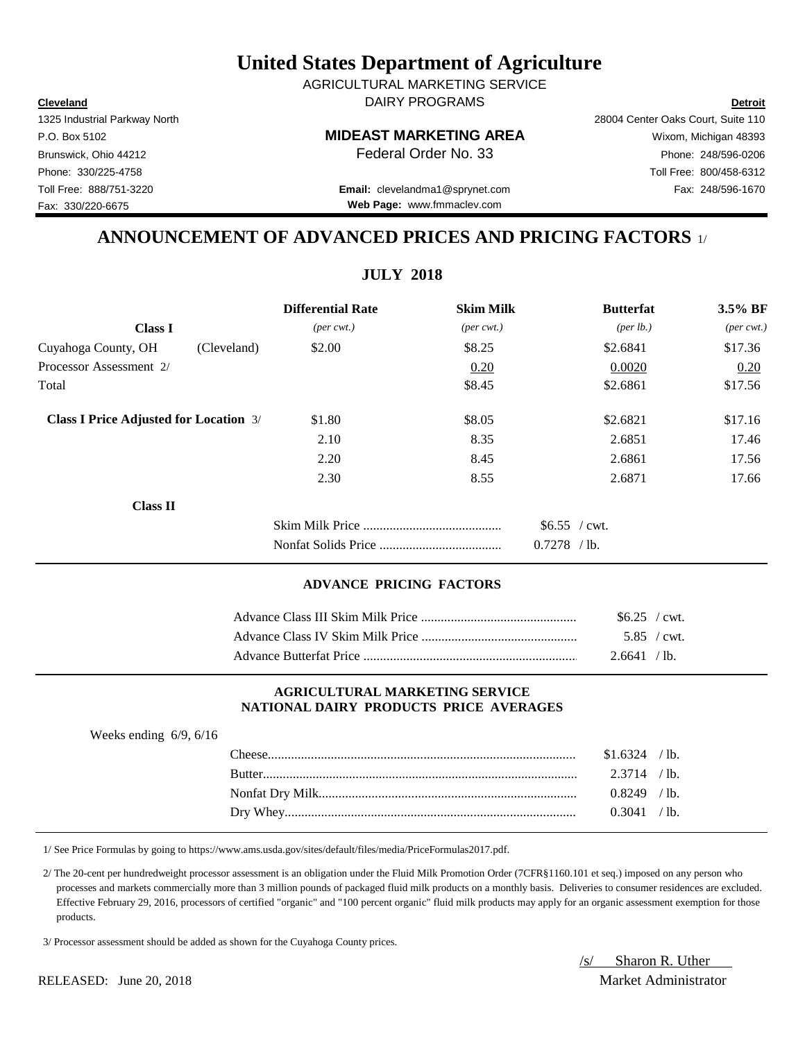# United States Department of Agriculture

AGRICULTURAL MARKETING SERVICE
DAIRY PROGRAMS

**Cleveland**
1325 Industrial Parkway North
P.O. Box 5102
Brunswick, Ohio 44212
Phone: 330/225-4758
Toll Free: 888/751-3220
Fax: 330/220-6675

**MIDEAST MARKETING AREA**
Federal Order No. 33

**Email:** clevelandma1@sprynet.com
**Web Page:** www.fmmaclev.com

**Detroit**
28004 Center Oaks Court, Suite 110
Wixom, Michigan 48393
Phone: 248/596-0206
Toll Free: 800/458-6312
Fax: 248/596-1670

## ANNOUNCEMENT OF ADVANCED PRICES AND PRICING FACTORS 1/

### JULY 2018

| **Class I** | | **Differential Rate** *(per cwt.)* | **Skim Milk** *(per cwt.)* | **Butterfat** *(per lb.)* | **3.5% BF** *(per cwt.)* |
|---|---|---|---|---|---|
| Cuyahoga County, OH | (Cleveland) | $2.00 | $8.25 | $2.6841 | $17.36 |
| Processor Assessment 2/ | | | 0.20 | 0.0020 | 0.20 |
| Total | | | $8.45 | $2.6861 | $17.56 |
| **Class I Price Adjusted for Location** 3/ | | $1.80 | $8.05 | $2.6821 | $17.16 |
| | | 2.10 | 8.35 | 2.6851 | 17.46 |
| | | 2.20 | 8.45 | 2.6861 | 17.56 |
| | | 2.30 | 8.55 | 2.6871 | 17.66 |

**Class II**

| | |
|---|---|
| Skim Milk Price | $6.55 / cwt. |
| Nonfat Solids Price | 0.7278 / lb. |

### ADVANCE PRICING FACTORS

| | |
|---|---|
| Advance Class III Skim Milk Price | $6.25 / cwt. |
| Advance Class IV Skim Milk Price | 5.85 / cwt. |
| Advance Butterfat Price | 2.6641 / lb. |

### AGRICULTURAL MARKETING SERVICE NATIONAL DAIRY PRODUCTS PRICE AVERAGES

Weeks ending 6/9, 6/16

| | |
|---|---|
| Cheese | $1.6324 / lb. |
| Butter | 2.3714 / lb. |
| Nonfat Dry Milk | 0.8249 / lb. |
| Dry Whey | 0.3041 / lb. |

1/ See Price Formulas by going to https://www.ams.usda.gov/sites/default/files/media/PriceFormulas2017.pdf.

2/ The 20-cent per hundredweight processor assessment is an obligation under the Fluid Milk Promotion Order (7CFR§1160.101 et seq.) imposed on any person who processes and markets commercially more than 3 million pounds of packaged fluid milk products on a monthly basis. Deliveries to consumer residences are excluded. Effective February 29, 2016, processors of certified "organic" and "100 percent organic" fluid milk products may apply for an organic assessment exemption for those products.

3/ Processor assessment should be added as shown for the Cuyahoga County prices.

RELEASED: June 20, 2018

/s/ Sharon R. Uther
Market Administrator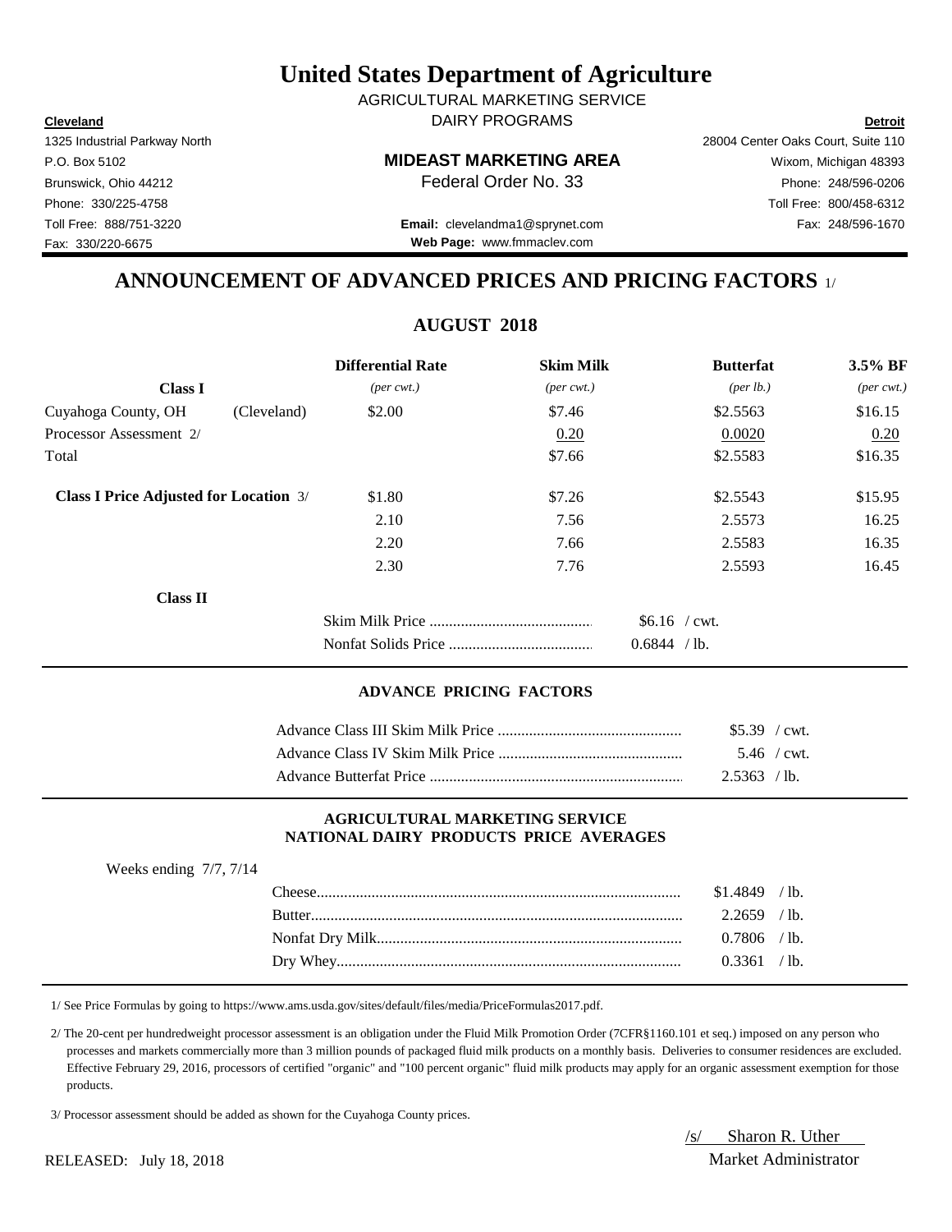# United States Department of Agriculture

AGRICULTURAL MARKETING SERVICE

DAIRY PROGRAMS

**Cleveland**
1325 Industrial Parkway North
P.O. Box 5102
Brunswick, Ohio 44212
Phone: 330/225-4758
Toll Free: 888/751-3220
Fax: 330/220-6675

**MIDEAST MARKETING AREA**
Federal Order No. 33

**Email:** clevelandma1@sprynet.com
**Web Page:** www.fmmaclev.com

**Detroit**
28004 Center Oaks Court, Suite 110
Wixom, Michigan 48393
Phone: 248/596-0206
Toll Free: 800/458-6312
Fax: 248/596-1670

## ANNOUNCEMENT OF ADVANCED PRICES AND PRICING FACTORS 1/

### AUGUST 2018

| | | Differential Rate | Skim Milk | Butterfat | 3.5% BF |
|---|---|---|---|---|---|
| **Class I** | | *(per cwt.)* | *(per cwt.)* | *(per lb.)* | *(per cwt.)* |
| Cuyahoga County, OH | (Cleveland) | $2.00 | $7.46 | $2.5563 | $16.15 |
| Processor Assessment 2/ | | | 0.20 | 0.0020 | 0.20 |
| Total | | | $7.66 | $2.5583 | $16.35 |
| **Class I Price Adjusted for Location** 3/ | | $1.80 | $7.26 | $2.5543 | $15.95 |
| | | 2.10 | 7.56 | 2.5573 | 16.25 |
| | | 2.20 | 7.66 | 2.5583 | 16.35 |
| | | 2.30 | 7.76 | 2.5593 | 16.45 |

**Class II**

| | |
|---|---|
| Skim Milk Price | $6.16 / cwt. |
| Nonfat Solids Price | 0.6844 / lb. |

### ADVANCE PRICING FACTORS

| | |
|---|---|
| Advance Class III Skim Milk Price | $5.39 / cwt. |
| Advance Class IV Skim Milk Price | 5.46 / cwt. |
| Advance Butterfat Price | 2.5363 / lb. |

### AGRICULTURAL MARKETING SERVICE NATIONAL DAIRY PRODUCTS PRICE AVERAGES

Weeks ending 7/7, 7/14

| | |
|---|---|
| Cheese | $1.4849 / lb. |
| Butter | 2.2659 / lb. |
| Nonfat Dry Milk | 0.7806 / lb. |
| Dry Whey | 0.3361 / lb. |

1/ See Price Formulas by going to https://www.ams.usda.gov/sites/default/files/media/PriceFormulas2017.pdf.

2/ The 20-cent per hundredweight processor assessment is an obligation under the Fluid Milk Promotion Order (7CFR§1160.101 et seq.) imposed on any person who processes and markets commercially more than 3 million pounds of packaged fluid milk products on a monthly basis. Deliveries to consumer residences are excluded. Effective February 29, 2016, processors of certified "organic" and "100 percent organic" fluid milk products may apply for an organic assessment exemption for those products.

3/ Processor assessment should be added as shown for the Cuyahoga County prices.

/s/ Sharon R. Uther
Market Administrator

RELEASED: July 18, 2018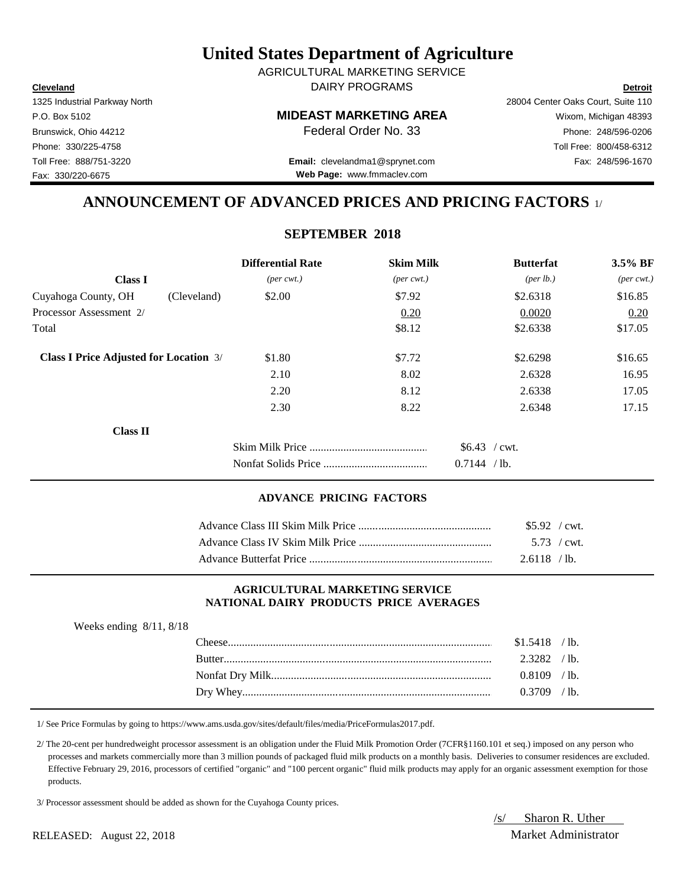# United States Department of Agriculture

AGRICULTURAL MARKETING SERVICE
DAIRY PROGRAMS

**Cleveland**
1325 Industrial Parkway North
P.O. Box 5102
Brunswick, Ohio 44212
Phone: 330/225-4758
Toll Free: 888/751-3220
Fax: 330/220-6675

**MIDEAST MARKETING AREA**
Federal Order No. 33

**Email:** clevelandma1@sprynet.com
**Web Page:** www.fmmaclev.com

**Detroit**
28004 Center Oaks Court, Suite 110
Wixom, Michigan 48393
Phone: 248/596-0206
Toll Free: 800/458-6312
Fax: 248/596-1670

## ANNOUNCEMENT OF ADVANCED PRICES AND PRICING FACTORS 1/

### SEPTEMBER 2018

| | | Differential Rate | Skim Milk | Butterfat | 3.5% BF |
|---|---|---|---|---|---|
| **Class I** | | *(per cwt.)* | *(per cwt.)* | *(per lb.)* | *(per cwt.)* |
| Cuyahoga County, OH | (Cleveland) | $2.00 | $7.92 | $2.6318 | $16.85 |
| Processor Assessment 2/ | | | 0.20 | 0.0020 | 0.20 |
| Total | | | $8.12 | $2.6338 | $17.05 |
| **Class I Price Adjusted for Location** 3/ | | $1.80 | $7.72 | $2.6298 | $16.65 |
| | | 2.10 | 8.02 | 2.6328 | 16.95 |
| | | 2.20 | 8.12 | 2.6338 | 17.05 |
| | | 2.30 | 8.22 | 2.6348 | 17.15 |

**Class II**

| | |
|---|---|
| Skim Milk Price | $6.43 / cwt. |
| Nonfat Solids Price | 0.7144 / lb. |

#### ADVANCE PRICING FACTORS

| | |
|---|---|
| Advance Class III Skim Milk Price | $5.92 / cwt. |
| Advance Class IV Skim Milk Price | 5.73 / cwt. |
| Advance Butterfat Price | 2.6118 / lb. |

#### AGRICULTURAL MARKETING SERVICE
#### NATIONAL DAIRY PRODUCTS PRICE AVERAGES

Weeks ending 8/11, 8/18

| | |
|---|---|
| Cheese | $1.5418 / lb. |
| Butter | 2.3282 / lb. |
| Nonfat Dry Milk | 0.8109 / lb. |
| Dry Whey | 0.3709 / lb. |

1/ See Price Formulas by going to https://www.ams.usda.gov/sites/default/files/media/PriceFormulas2017.pdf.

2/ The 20-cent per hundredweight processor assessment is an obligation under the Fluid Milk Promotion Order (7CFR§1160.101 et seq.) imposed on any person who processes and markets commercially more than 3 million pounds of packaged fluid milk products on a monthly basis. Deliveries to consumer residences are excluded. Effective February 29, 2016, processors of certified "organic" and "100 percent organic" fluid milk products may apply for an organic assessment exemption for those products.

3/ Processor assessment should be added as shown for the Cuyahoga County prices.

/s/ Sharon R. Uther
Market Administrator

RELEASED: August 22, 2018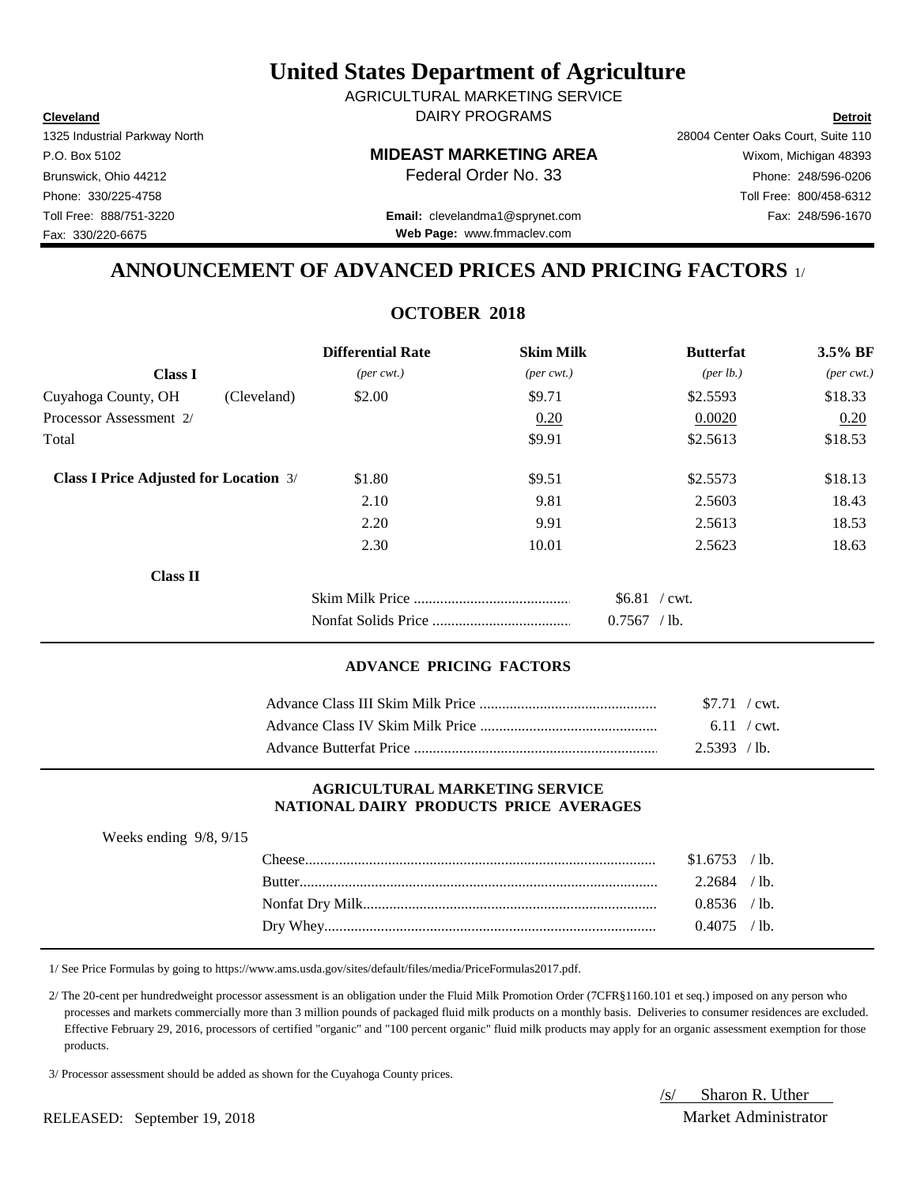# United States Department of Agriculture

AGRICULTURAL MARKETING SERVICE
DAIRY PROGRAMS

**Cleveland**
1325 Industrial Parkway North
P.O. Box 5102
Brunswick, Ohio 44212
Phone: 330/225-4758
Toll Free: 888/751-3220
Fax: 330/220-6675

**MIDEAST MARKETING AREA**
Federal Order No. 33

**Email:** clevelandma1@sprynet.com
**Web Page:** www.fmmaclev.com

**Detroit**
28004 Center Oaks Court, Suite 110
Wixom, Michigan 48393
Phone: 248/596-0206
Toll Free: 800/458-6312
Fax: 248/596-1670

## ANNOUNCEMENT OF ADVANCED PRICES AND PRICING FACTORS 1/

### OCTOBER 2018

| | | Differential Rate | Skim Milk | Butterfat | 3.5% BF |
|---|---|---|---|---|---|
| **Class I** | | *(per cwt.)* | *(per cwt.)* | *(per lb.)* | *(per cwt.)* |
| Cuyahoga County, OH | (Cleveland) | $2.00 | $9.71 | $2.5593 | $18.33 |
| Processor Assessment 2/ | | | 0.20 | 0.0020 | 0.20 |
| Total | | | $9.91 | $2.5613 | $18.53 |
| **Class I Price Adjusted for Location** 3/ | | $1.80 | $9.51 | $2.5573 | $18.13 |
| | | 2.10 | 9.81 | 2.5603 | 18.43 |
| | | 2.20 | 9.91 | 2.5613 | 18.53 |
| | | 2.30 | 10.01 | 2.5623 | 18.63 |

**Class II**

| | |
|---|---|
| Skim Milk Price | $6.81 / cwt. |
| Nonfat Solids Price | 0.7567 / lb. |

### ADVANCE PRICING FACTORS

| | |
|---|---|
| Advance Class III Skim Milk Price | $7.71 / cwt. |
| Advance Class IV Skim Milk Price | 6.11 / cwt. |
| Advance Butterfat Price | 2.5393 / lb. |

### AGRICULTURAL MARKETING SERVICE
### NATIONAL DAIRY PRODUCTS PRICE AVERAGES

Weeks ending 9/8, 9/15

| | |
|---|---|
| Cheese | $1.6753 / lb. |
| Butter | 2.2684 / lb. |
| Nonfat Dry Milk | 0.8536 / lb. |
| Dry Whey | 0.4075 / lb. |

1/ See Price Formulas by going to https://www.ams.usda.gov/sites/default/files/media/PriceFormulas2017.pdf.

2/ The 20-cent per hundredweight processor assessment is an obligation under the Fluid Milk Promotion Order (7CFR§1160.101 et seq.) imposed on any person who processes and markets commercially more than 3 million pounds of packaged fluid milk products on a monthly basis. Deliveries to consumer residences are excluded. Effective February 29, 2016, processors of certified "organic" and "100 percent organic" fluid milk products may apply for an organic assessment exemption for those products.

3/ Processor assessment should be added as shown for the Cuyahoga County prices.

/s/ Sharon R. Uther
Market Administrator

RELEASED: September 19, 2018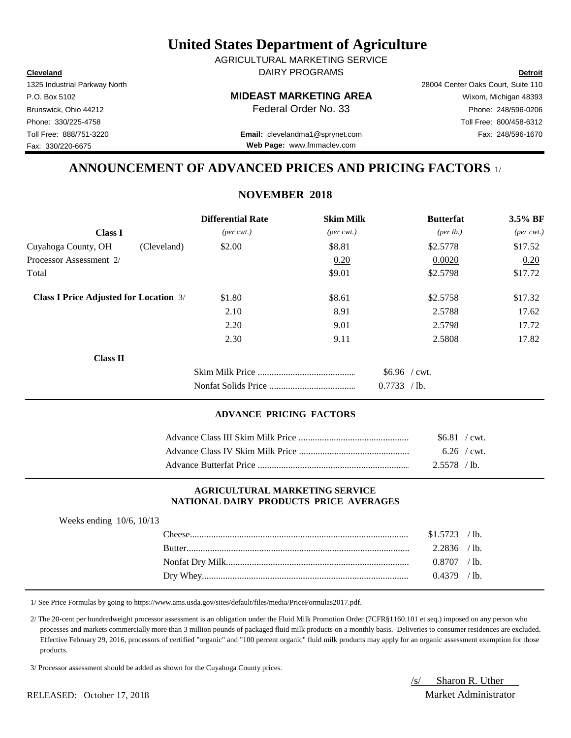# United States Department of Agriculture

AGRICULTURAL MARKETING SERVICE
DAIRY PROGRAMS

**Cleveland**
1325 Industrial Parkway North
P.O. Box 5102
Brunswick, Ohio 44212
Phone: 330/225-4758
Toll Free: 888/751-3220
Fax: 330/220-6675

**MIDEAST MARKETING AREA**
Federal Order No. 33

**Email:** clevelandma1@sprynet.com
**Web Page:** www.fmmaclev.com

**Detroit**
28004 Center Oaks Court, Suite 110
Wixom, Michigan 48393
Phone: 248/596-0206
Toll Free: 800/458-6312
Fax: 248/596-1670

## ANNOUNCEMENT OF ADVANCED PRICES AND PRICING FACTORS 1/

### NOVEMBER 2018

| | | Differential Rate | Skim Milk | Butterfat | 3.5% BF |
|---|---|---|---|---|---|
| **Class I** | | *(per cwt.)* | *(per cwt.)* | *(per lb.)* | *(per cwt.)* |
| Cuyahoga County, OH | (Cleveland) | $2.00 | $8.81 | $2.5778 | $17.52 |
| Processor Assessment 2/ | | | 0.20 | 0.0020 | 0.20 |
| Total | | | $9.01 | $2.5798 | $17.72 |
| **Class I Price Adjusted for Location** 3/ | | $1.80 | $8.61 | $2.5758 | $17.32 |
| | | 2.10 | 8.91 | 2.5788 | 17.62 |
| | | 2.20 | 9.01 | 2.5798 | 17.72 |
| | | 2.30 | 9.11 | 2.5808 | 17.82 |

**Class II**

| | |
|---|---|
| Skim Milk Price | $6.96 / cwt. |
| Nonfat Solids Price | 0.7733 / lb. |

#### ADVANCE PRICING FACTORS

| | |
|---|---|
| Advance Class III Skim Milk Price | $6.81 / cwt. |
| Advance Class IV Skim Milk Price | 6.26 / cwt. |
| Advance Butterfat Price | 2.5578 / lb. |

#### AGRICULTURAL MARKETING SERVICE NATIONAL DAIRY PRODUCTS PRICE AVERAGES

Weeks ending 10/6, 10/13

| | |
|---|---|
| Cheese | $1.5723 / lb. |
| Butter | 2.2836 / lb. |
| Nonfat Dry Milk | 0.8707 / lb. |
| Dry Whey | 0.4379 / lb. |

1/ See Price Formulas by going to https://www.ams.usda.gov/sites/default/files/media/PriceFormulas2017.pdf.

2/ The 20-cent per hundredweight processor assessment is an obligation under the Fluid Milk Promotion Order (7CFR§1160.101 et seq.) imposed on any person who processes and markets commercially more than 3 million pounds of packaged fluid milk products on a monthly basis. Deliveries to consumer residences are excluded. Effective February 29, 2016, processors of certified "organic" and "100 percent organic" fluid milk products may apply for an organic assessment exemption for those products.

3/ Processor assessment should be added as shown for the Cuyahoga County prices.

RELEASED: October 17, 2018

/s/ Sharon R. Uther
Market Administrator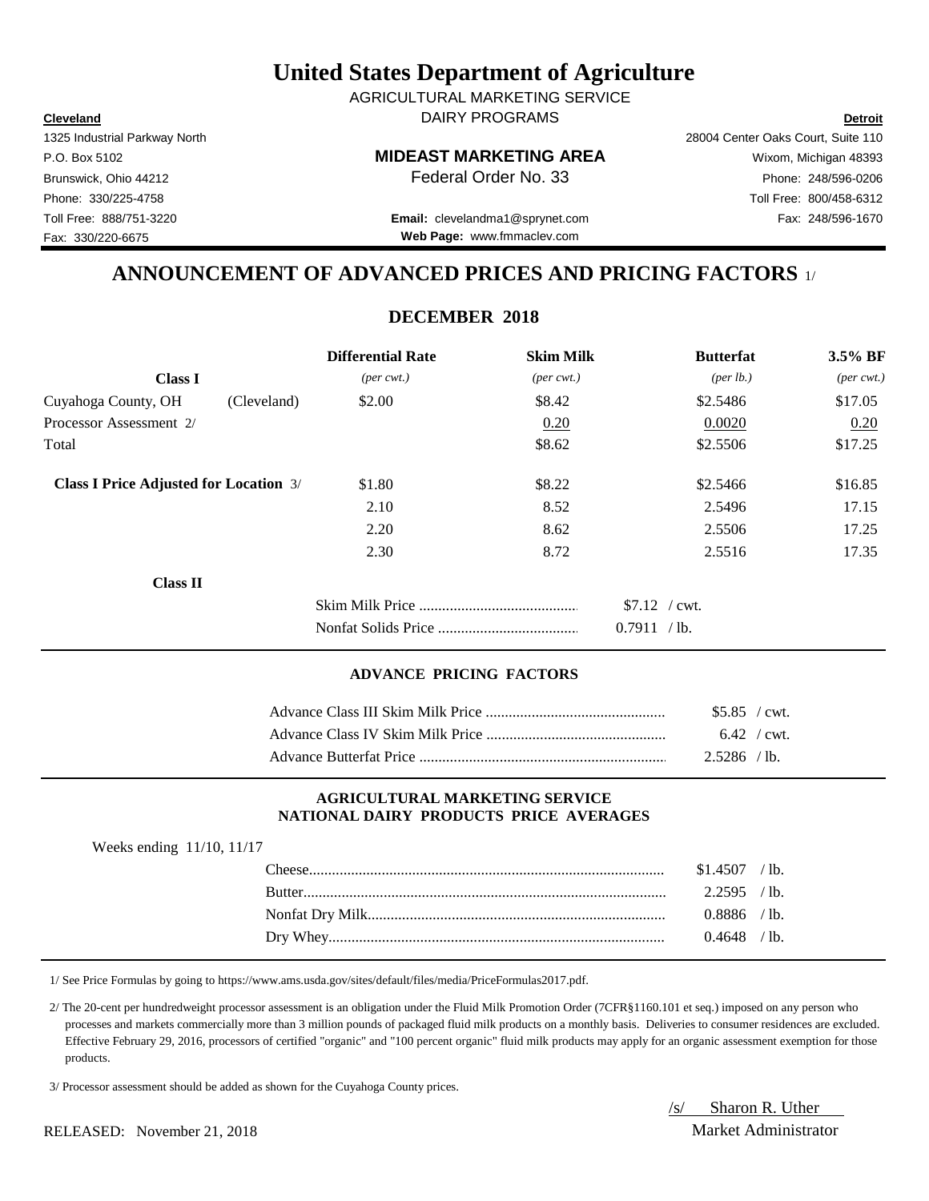# United States Department of Agriculture

AGRICULTURAL MARKETING SERVICE
DAIRY PROGRAMS

**Cleveland**
1325 Industrial Parkway North
P.O. Box 5102
Brunswick, Ohio 44212
Phone: 330/225-4758
Toll Free: 888/751-3220
Fax: 330/220-6675

**MIDEAST MARKETING AREA**
Federal Order No. 33

**Email:** clevelandma1@sprynet.com
**Web Page:** www.fmmaclev.com

**Detroit**
28004 Center Oaks Court, Suite 110
Wixom, Michigan 48393
Phone: 248/596-0206
Toll Free: 800/458-6312
Fax: 248/596-1670

## ANNOUNCEMENT OF ADVANCED PRICES AND PRICING FACTORS 1/

### DECEMBER 2018

| | | Differential Rate | Skim Milk | Butterfat | 3.5% BF |
|---|---|---|---|---|---|
| **Class I** | | *(per cwt.)* | *(per cwt.)* | *(per lb.)* | *(per cwt.)* |
| Cuyahoga County, OH | (Cleveland) | $2.00 | $8.42 | $2.5486 | $17.05 |
| Processor Assessment 2/ | | | 0.20 | 0.0020 | 0.20 |
| Total | | | $8.62 | $2.5506 | $17.25 |
| **Class I Price Adjusted for Location** 3/ | | $1.80 | $8.22 | $2.5466 | $16.85 |
| | | 2.10 | 8.52 | 2.5496 | 17.15 |
| | | 2.20 | 8.62 | 2.5506 | 17.25 |
| | | 2.30 | 8.72 | 2.5516 | 17.35 |

**Class II**

| | |
|---|---|
| Skim Milk Price | $7.12 / cwt. |
| Nonfat Solids Price | 0.7911 / lb. |

#### ADVANCE PRICING FACTORS

| | |
|---|---|
| Advance Class III Skim Milk Price | $5.85 / cwt. |
| Advance Class IV Skim Milk Price | 6.42 / cwt. |
| Advance Butterfat Price | 2.5286 / lb. |

#### AGRICULTURAL MARKETING SERVICE
#### NATIONAL DAIRY PRODUCTS PRICE AVERAGES

Weeks ending 11/10, 11/17

| | |
|---|---|
| Cheese | $1.4507 / lb. |
| Butter | 2.2595 / lb. |
| Nonfat Dry Milk | 0.8886 / lb. |
| Dry Whey | 0.4648 / lb. |

1/ See Price Formulas by going to https://www.ams.usda.gov/sites/default/files/media/PriceFormulas2017.pdf.

2/ The 20-cent per hundredweight processor assessment is an obligation under the Fluid Milk Promotion Order (7CFR§1160.101 et seq.) imposed on any person who processes and markets commercially more than 3 million pounds of packaged fluid milk products on a monthly basis. Deliveries to consumer residences are excluded. Effective February 29, 2016, processors of certified "organic" and "100 percent organic" fluid milk products may apply for an organic assessment exemption for those products.

3/ Processor assessment should be added as shown for the Cuyahoga County prices.

/s/ Sharon R. Uther
Market Administrator

RELEASED: November 21, 2018